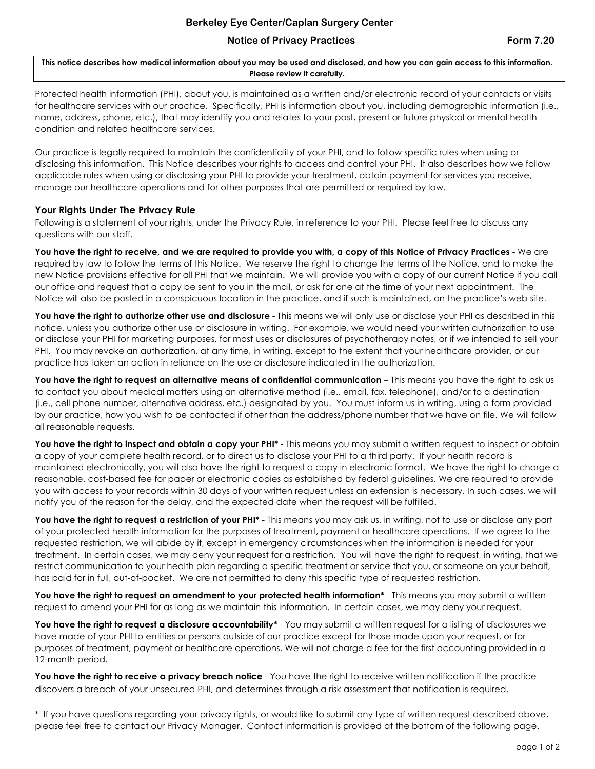# Berkeley Eye Center/Caplan Surgery Center

## Notice of Privacy Practices — Form 7.20

**This notice describes how medical information about you may be used and disclosed, and how you can gain access to this information. Please review it carefully.**

Protected health information (PHI), about you, is maintained as a written and/or electronic record of your contacts or visits for healthcare services with our practice. Specifically, PHI is information about you, including demographic information (i.e., name, address, phone, etc.), that may identify you and relates to your past, present or future physical or mental health condition and related healthcare services.

Our practice is legally required to maintain the confidentiality of your PHI, and to follow specific rules when using or disclosing this information. This Notice describes your rights to access and control your PHI. It also describes how we follow applicable rules when using or disclosing your PHI to provide your treatment, obtain payment for services you receive, manage our healthcare operations and for other purposes that are permitted or required by law.

### Your Rights Under The Privacy Rule

Following is a statement of your rights, under the Privacy Rule, in reference to your PHI. Please feel free to discuss any questions with our staff.

**You have the right to receive, and we are required to provide you with, a copy of this Notice of Privacy Practices** - We are required by law to follow the terms of this Notice. We reserve the right to change the terms of the Notice, and to make the new Notice provisions effective for all PHI that we maintain. We will provide you with a copy of our current Notice if you call our office and request that a copy be sent to you in the mail, or ask for one at the time of your next appointment. The Notice will also be posted in a conspicuous location in the practice, and if such is maintained, on the practice's web site.

**You have the right to authorize other use and disclosure** - This means we will only use or disclose your PHI as described in this notice, unless you authorize other use or disclosure in writing. For example, we would need your written authorization to use or disclose your PHI for marketing purposes, for most uses or disclosures of psychotherapy notes, or if we intended to sell your PHI. You may revoke an authorization, at any time, in writing, except to the extent that your healthcare provider, or our practice has taken an action in reliance on the use or disclosure indicated in the authorization.

**You have the right to request an alternative means of confidential communication** – This means you have the right to ask us to contact you about medical matters using an alternative method (i.e., email, fax, telephone), and/or to a destination (i.e., cell phone number, alternative address, etc.) designated by you. You must inform us in writing, using a form provided by our practice, how you wish to be contacted if other than the address/phone number that we have on file. We will follow all reasonable requests.

**You have the right to inspect and obtain a copy your PHI*** - This means you may submit a written request to inspect or obtain a copy of your complete health record, or to direct us to disclose your PHI to a third party. If your health record is maintained electronically, you will also have the right to request a copy in electronic format. We have the right to charge a reasonable, cost-based fee for paper or electronic copies as established by federal guidelines. We are required to provide you with access to your records within 30 days of your written request unless an extension is necessary. In such cases, we will notify you of the reason for the delay, and the expected date when the request will be fulfilled.

**You have the right to request a restriction of your PHI*** - This means you may ask us, in writing, not to use or disclose any part of your protected health information for the purposes of treatment, payment or healthcare operations. If we agree to the requested restriction, we will abide by it, except in emergency circumstances when the information is needed for your treatment. In certain cases, we may deny your request for a restriction. You will have the right to request, in writing, that we restrict communication to your health plan regarding a specific treatment or service that you, or someone on your behalf, has paid for in full, out-of-pocket. We are not permitted to deny this specific type of requested restriction.

**You have the right to request an amendment to your protected health information*** - This means you may submit a written request to amend your PHI for as long as we maintain this information. In certain cases, we may deny your request.

**You have the right to request a disclosure accountability*** - You may submit a written request for a listing of disclosures we have made of your PHI to entities or persons outside of our practice except for those made upon your request, or for purposes of treatment, payment or healthcare operations. We will not charge a fee for the first accounting provided in a 12-month period.

**You have the right to receive a privacy breach notice** - You have the right to receive written notification if the practice discovers a breach of your unsecured PHI, and determines through a risk assessment that notification is required.

* If you have questions regarding your privacy rights, or would like to submit any type of written request described above, please feel free to contact our Privacy Manager. Contact information is provided at the bottom of the following page.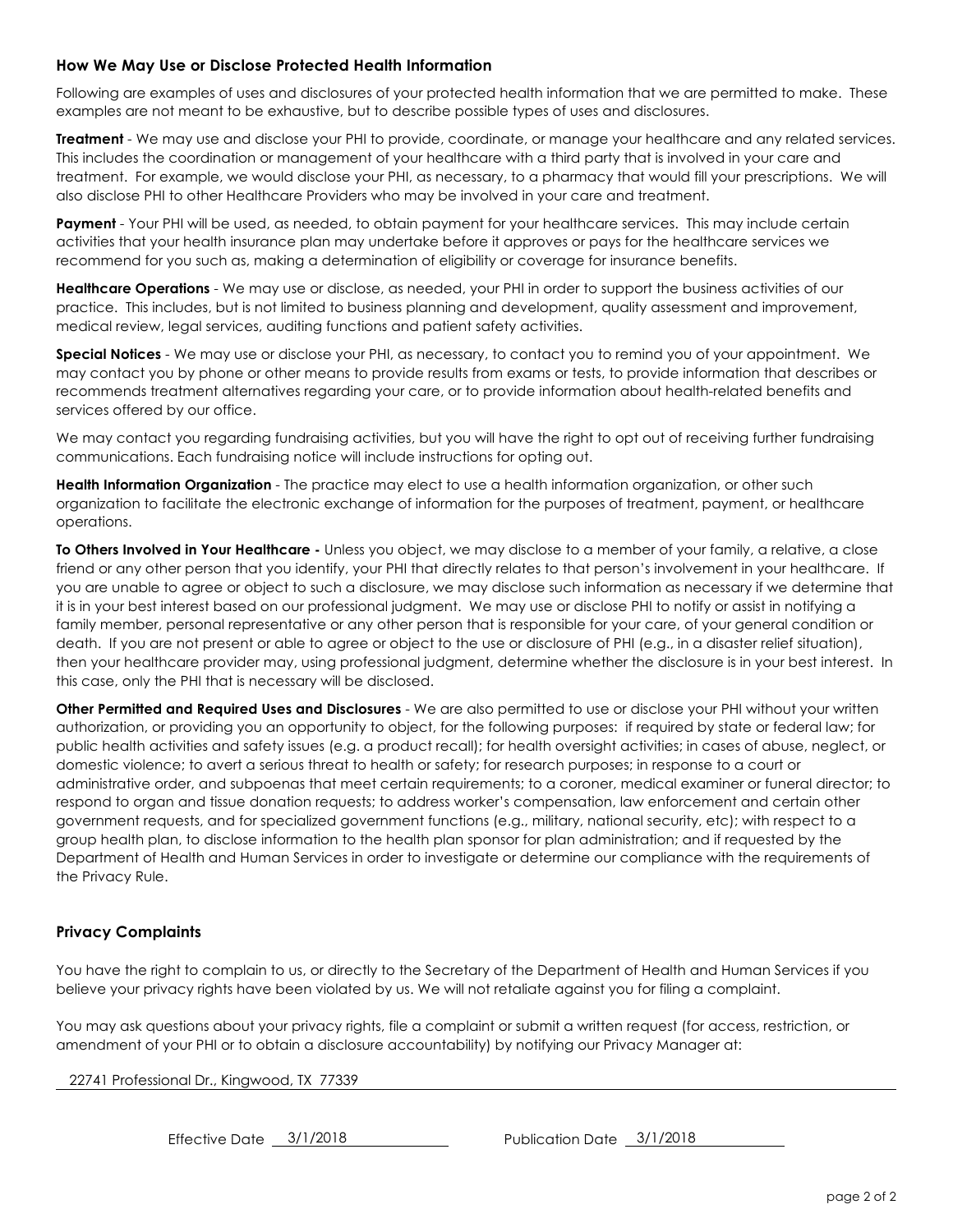### How We May Use or Disclose Protected Health Information

Following are examples of uses and disclosures of your protected health information that we are permitted to make. These examples are not meant to be exhaustive, but to describe possible types of uses and disclosures.

**Treatment** - We may use and disclose your PHI to provide, coordinate, or manage your healthcare and any related services. This includes the coordination or management of your healthcare with a third party that is involved in your care and treatment. For example, we would disclose your PHI, as necessary, to a pharmacy that would fill your prescriptions. We will also disclose PHI to other Healthcare Providers who may be involved in your care and treatment.

**Payment** - Your PHI will be used, as needed, to obtain payment for your healthcare services. This may include certain activities that your health insurance plan may undertake before it approves or pays for the healthcare services we recommend for you such as, making a determination of eligibility or coverage for insurance benefits.

**Healthcare Operations** - We may use or disclose, as needed, your PHI in order to support the business activities of our practice. This includes, but is not limited to business planning and development, quality assessment and improvement, medical review, legal services, auditing functions and patient safety activities.

**Special Notices** - We may use or disclose your PHI, as necessary, to contact you to remind you of your appointment. We may contact you by phone or other means to provide results from exams or tests, to provide information that describes or recommends treatment alternatives regarding your care, or to provide information about health-related benefits and services offered by our office.

We may contact you regarding fundraising activities, but you will have the right to opt out of receiving further fundraising communications. Each fundraising notice will include instructions for opting out.

**Health Information Organization** - The practice may elect to use a health information organization, or other such organization to facilitate the electronic exchange of information for the purposes of treatment, payment, or healthcare operations.

**To Others Involved in Your Healthcare -** Unless you object, we may disclose to a member of your family, a relative, a close friend or any other person that you identify, your PHI that directly relates to that person's involvement in your healthcare. If you are unable to agree or object to such a disclosure, we may disclose such information as necessary if we determine that it is in your best interest based on our professional judgment. We may use or disclose PHI to notify or assist in notifying a family member, personal representative or any other person that is responsible for your care, of your general condition or death. If you are not present or able to agree or object to the use or disclosure of PHI (e.g., in a disaster relief situation), then your healthcare provider may, using professional judgment, determine whether the disclosure is in your best interest. In this case, only the PHI that is necessary will be disclosed.

**Other Permitted and Required Uses and Disclosures** - We are also permitted to use or disclose your PHI without your written authorization, or providing you an opportunity to object, for the following purposes: if required by state or federal law; for public health activities and safety issues (e.g. a product recall); for health oversight activities; in cases of abuse, neglect, or domestic violence; to avert a serious threat to health or safety; for research purposes; in response to a court or administrative order, and subpoenas that meet certain requirements; to a coroner, medical examiner or funeral director; to respond to organ and tissue donation requests; to address worker's compensation, law enforcement and certain other government requests, and for specialized government functions (e.g., military, national security, etc); with respect to a group health plan, to disclose information to the health plan sponsor for plan administration; and if requested by the Department of Health and Human Services in order to investigate or determine our compliance with the requirements of the Privacy Rule.

### Privacy Complaints

You have the right to complain to us, or directly to the Secretary of the Department of Health and Human Services if you believe your privacy rights have been violated by us. We will not retaliate against you for filing a complaint.

You may ask questions about your privacy rights, file a complaint or submit a written request (for access, restriction, or amendment of your PHI or to obtain a disclosure accountability) by notifying our Privacy Manager at:

22741 Professional Dr., Kingwood, TX 77339

Effective Date 3/1/2018 Publication Date 3/1/2018